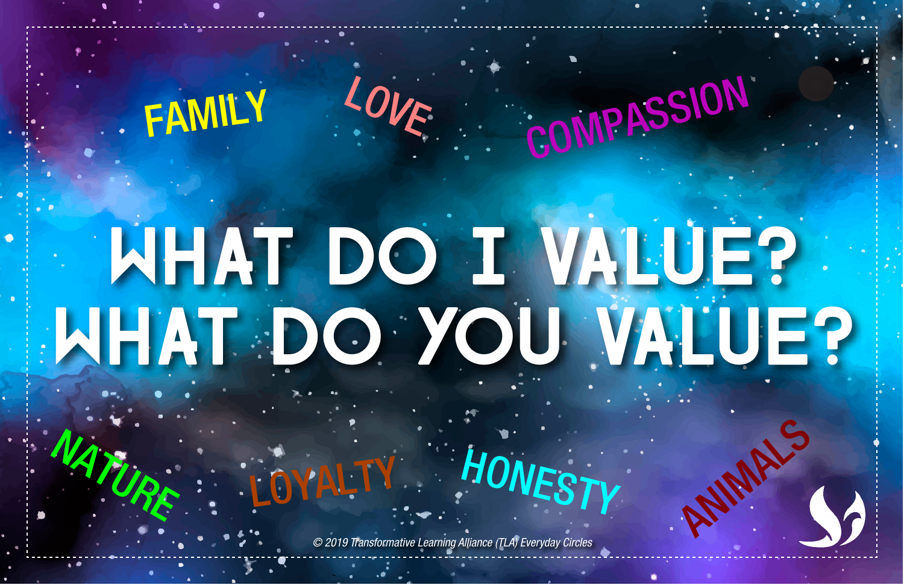FAMILY

LOVE

COMPASSION

# WHAT DO I VALUE?
# WHAT DO YOU VALUE?

NATURE

LOYALTY

HONESTY

ANIMALS

*© 2019 Transformative Learning Alliance (TLA) Everyday Circles*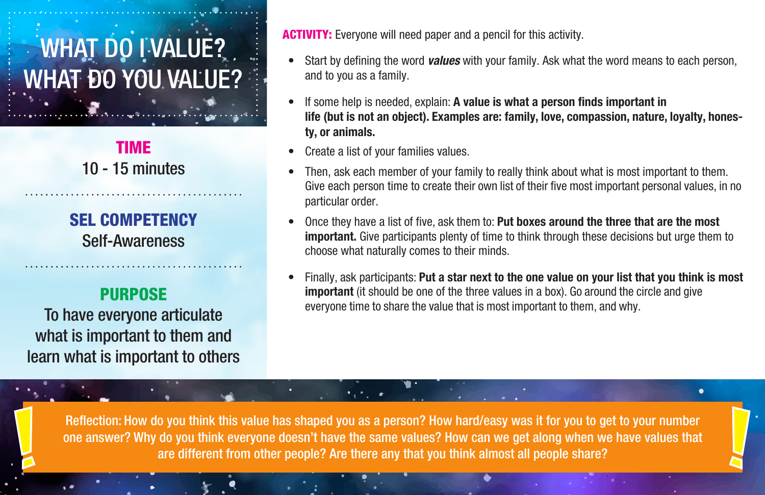# WHAT DO I VALUE? WHAT DO YOU VALUE?

**TIME**

10 - 15 minutes

**SEL COMPETENCY**

Self-Awareness

**PURPOSE**

To have everyone articulate what is important to them and learn what is important to others

**ACTIVITY:** Everyone will need paper and a pencil for this activity.

- Start by defining the word ***values*** with your family. Ask what the word means to each person, and to you as a family.
- If some help is needed, explain: **A value is what a person finds important in life (but is not an object). Examples are: family, love, compassion, nature, loyalty, honesty, or animals.**
- Create a list of your families values.
- Then, ask each member of your family to really think about what is most important to them. Give each person time to create their own list of their five most important personal values, in no particular order.
- Once they have a list of five, ask them to: **Put boxes around the three that are the most important.** Give participants plenty of time to think through these decisions but urge them to choose what naturally comes to their minds.
- Finally, ask participants: **Put a star next to the one value on your list that you think is most important** (it should be one of the three values in a box). Go around the circle and give everyone time to share the value that is most important to them, and why.

Reflection: How do you think this value has shaped you as a person? How hard/easy was it for you to get to your number one answer? Why do you think everyone doesn't have the same values? How can we get along when we have values that are different from other people? Are there any that you think almost all people share?